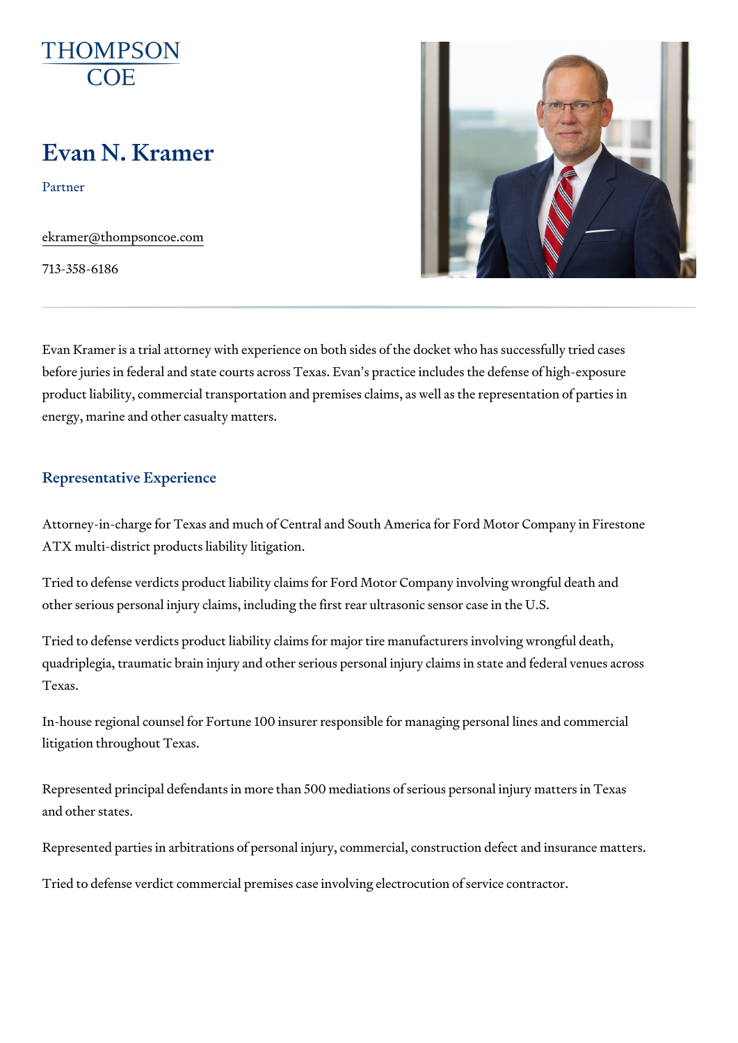THOMPSON
COE

# Evan N. Kramer

Partner

ekramer@thompsoncoe.com

713-358-6186

Evan Kramer is a trial attorney with experience on both sides of the docket who has successfully tried cases before juries in federal and state courts across Texas. Evan's practice includes the defense of high-exposure product liability, commercial transportation and premises claims, as well as the representation of parties in energy, marine and other casualty matters.

## Representative Experience

Attorney-in-charge for Texas and much of Central and South America for Ford Motor Company in Firestone ATX multi-district products liability litigation.

Tried to defense verdicts product liability claims for Ford Motor Company involving wrongful death and other serious personal injury claims, including the first rear ultrasonic sensor case in the U.S.

Tried to defense verdicts product liability claims for major tire manufacturers involving wrongful death, quadriplegia, traumatic brain injury and other serious personal injury claims in state and federal venues across Texas.

In-house regional counsel for Fortune 100 insurer responsible for managing personal lines and commercial litigation throughout Texas.

Represented principal defendants in more than 500 mediations of serious personal injury matters in Texas and other states.

Represented parties in arbitrations of personal injury, commercial, construction defect and insurance matters.

Tried to defense verdict commercial premises case involving electrocution of service contractor.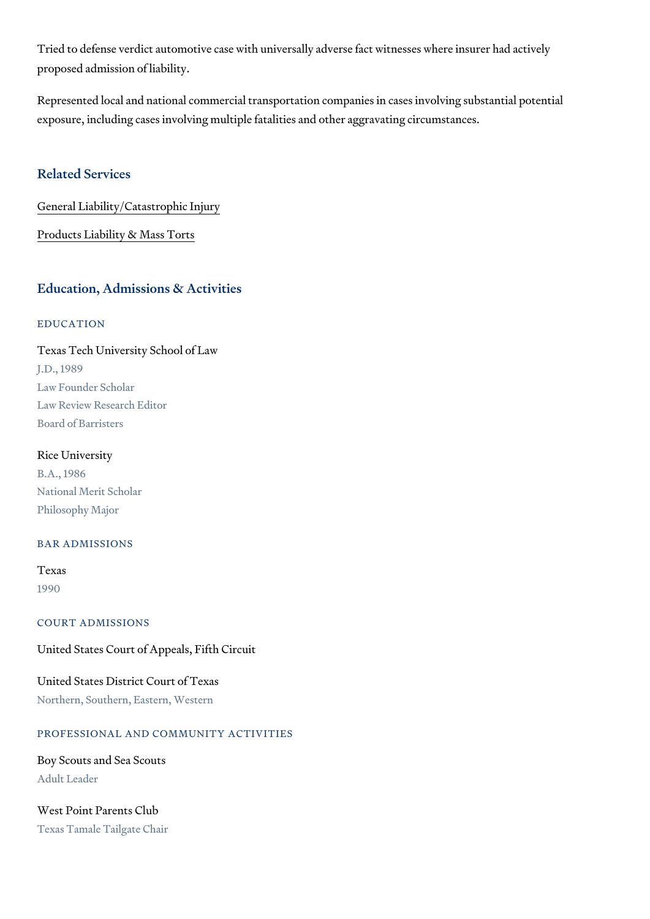Tried to defense verdict automotive case with universally adverse fact witnesses where insurer had actively proposed admission of liability.

Represented local and national commercial transportation companies in cases involving substantial potential exposure, including cases involving multiple fatalities and other aggravating circumstances.

## Related Services

General Liability/Catastrophic Injury

Products Liability & Mass Torts

## Education, Admissions & Activities

### EDUCATION

Texas Tech University School of Law
J.D., 1989
Law Founder Scholar
Law Review Research Editor
Board of Barristers

Rice University
B.A., 1986
National Merit Scholar
Philosophy Major

### BAR ADMISSIONS

Texas
1990

### COURT ADMISSIONS

United States Court of Appeals, Fifth Circuit

United States District Court of Texas
Northern, Southern, Eastern, Western

### PROFESSIONAL AND COMMUNITY ACTIVITIES

Boy Scouts and Sea Scouts
Adult Leader

West Point Parents Club
Texas Tamale Tailgate Chair